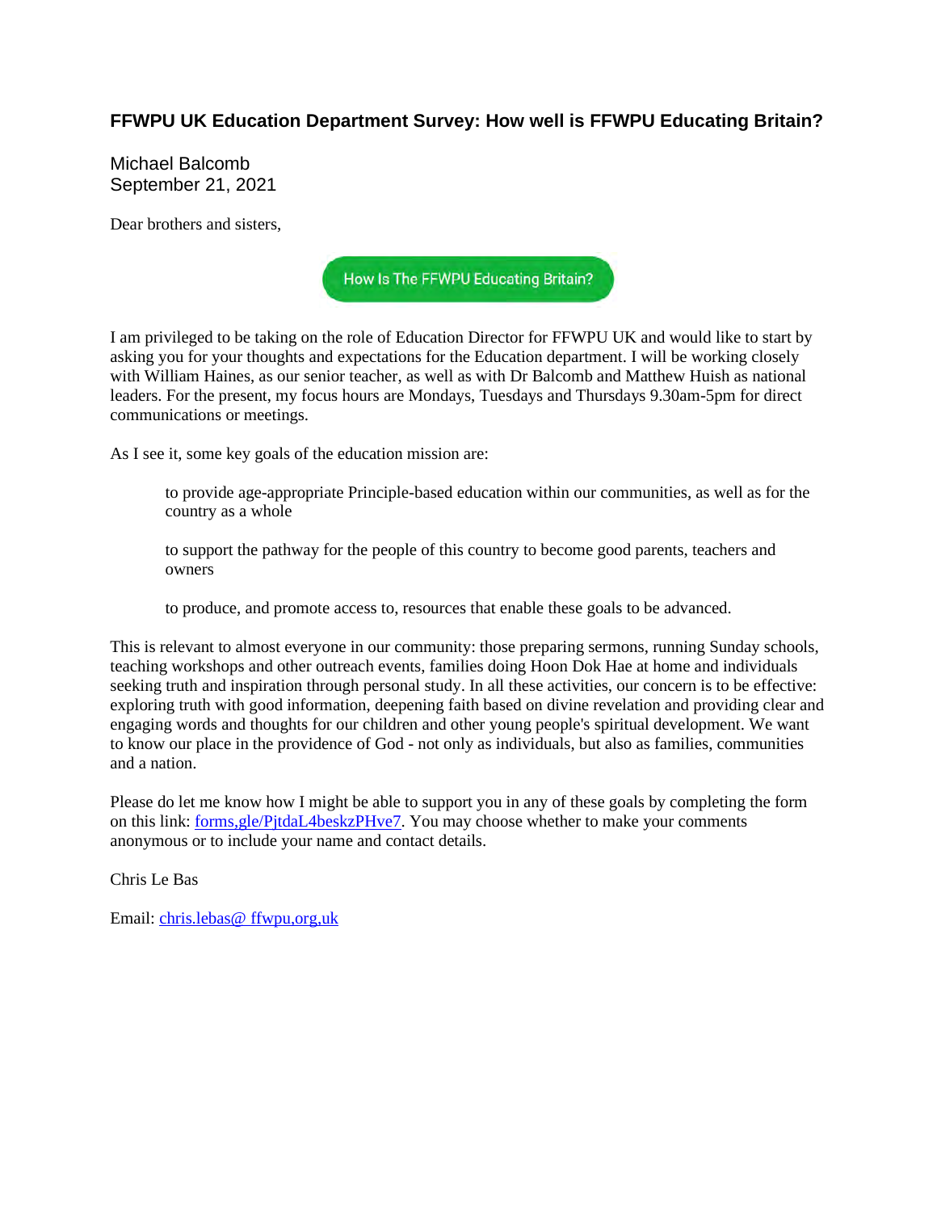# FFWPU UK Education Department Survey: How well is FFWPU Educating Britain?

Michael Balcomb
September 21, 2021

Dear brothers and sisters,

How Is The FFWPU Educating Britain?

I am privileged to be taking on the role of Education Director for FFWPU UK and would like to start by asking you for your thoughts and expectations for the Education department. I will be working closely with William Haines, as our senior teacher, as well as with Dr Balcomb and Matthew Huish as national leaders. For the present, my focus hours are Mondays, Tuesdays and Thursdays 9.30am-5pm for direct communications or meetings.

As I see it, some key goals of the education mission are:

> to provide age-appropriate Principle-based education within our communities, as well as for the country as a whole
>
> to support the pathway for the people of this country to become good parents, teachers and owners
>
> to produce, and promote access to, resources that enable these goals to be advanced.

This is relevant to almost everyone in our community: those preparing sermons, running Sunday schools, teaching workshops and other outreach events, families doing Hoon Dok Hae at home and individuals seeking truth and inspiration through personal study. In all these activities, our concern is to be effective: exploring truth with good information, deepening faith based on divine revelation and providing clear and engaging words and thoughts for our children and other young people's spiritual development. We want to know our place in the providence of God - not only as individuals, but also as families, communities and a nation.

Please do let me know how I might be able to support you in any of these goals by completing the form on this link: forms,gle/PjtdaL4beskzPHve7. You may choose whether to make your comments anonymous or to include your name and contact details.

Chris Le Bas

Email: chris.lebas@ ffwpu,org,uk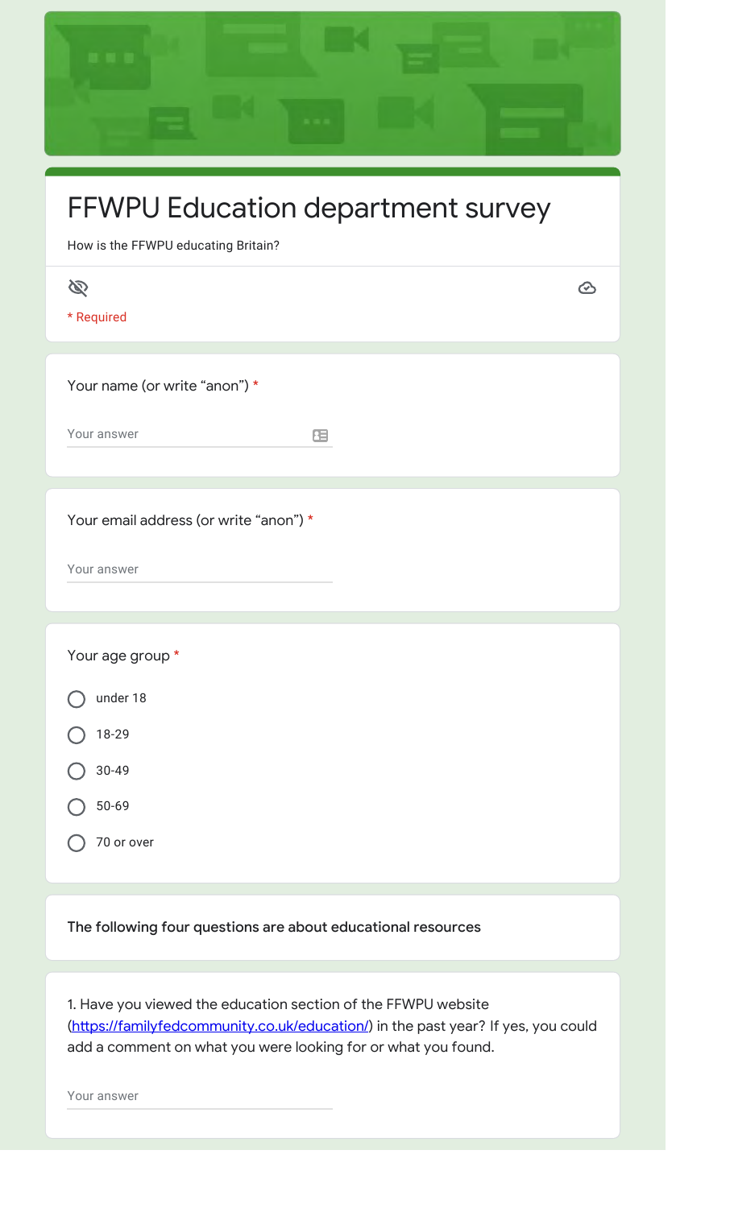# FFWPU Education department survey

How is the FFWPU educating Britain?

\* Required

Your name (or write “anon”) *

Your answer

Your email address (or write “anon”) *

Your answer

Your age group *

- under 18
- 18-29
- 30-49
- 50-69
- 70 or over

**The following four questions are about educational resources**

1. Have you viewed the education section of the FFWPU website ([https://familyfedcommunity.co.uk/education/](https://familyfedcommunity.co.uk/education/)) in the past year? If yes, you could add a comment on what you were looking for or what you found.

Your answer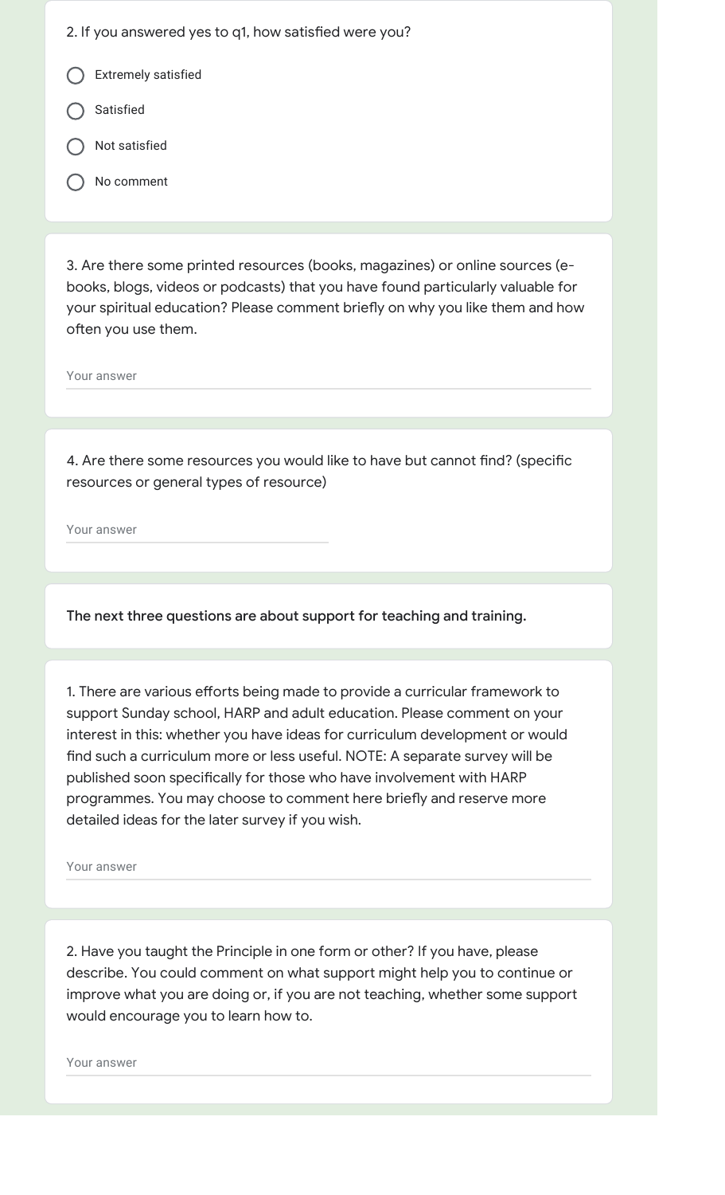2. If you answered yes to q1, how satisfied were you?

- ◯ Extremely satisfied
- ◯ Satisfied
- ◯ Not satisfied
- ◯ No comment

3. Are there some printed resources (books, magazines) or online sources (e-books, blogs, videos or podcasts) that you have found particularly valuable for your spiritual education? Please comment briefly on why you like them and how often you use them.

Your answer

4. Are there some resources you would like to have but cannot find? (specific resources or general types of resource)

Your answer

**The next three questions are about support for teaching and training.**

1. There are various efforts being made to provide a curricular framework to support Sunday school, HARP and adult education. Please comment on your interest in this: whether you have ideas for curriculum development or would find such a curriculum more or less useful. NOTE: A separate survey will be published soon specifically for those who have involvement with HARP programmes. You may choose to comment here briefly and reserve more detailed ideas for the later survey if you wish.

Your answer

2. Have you taught the Principle in one form or other? If you have, please describe. You could comment on what support might help you to continue or improve what you are doing or, if you are not teaching, whether some support would encourage you to learn how to.

Your answer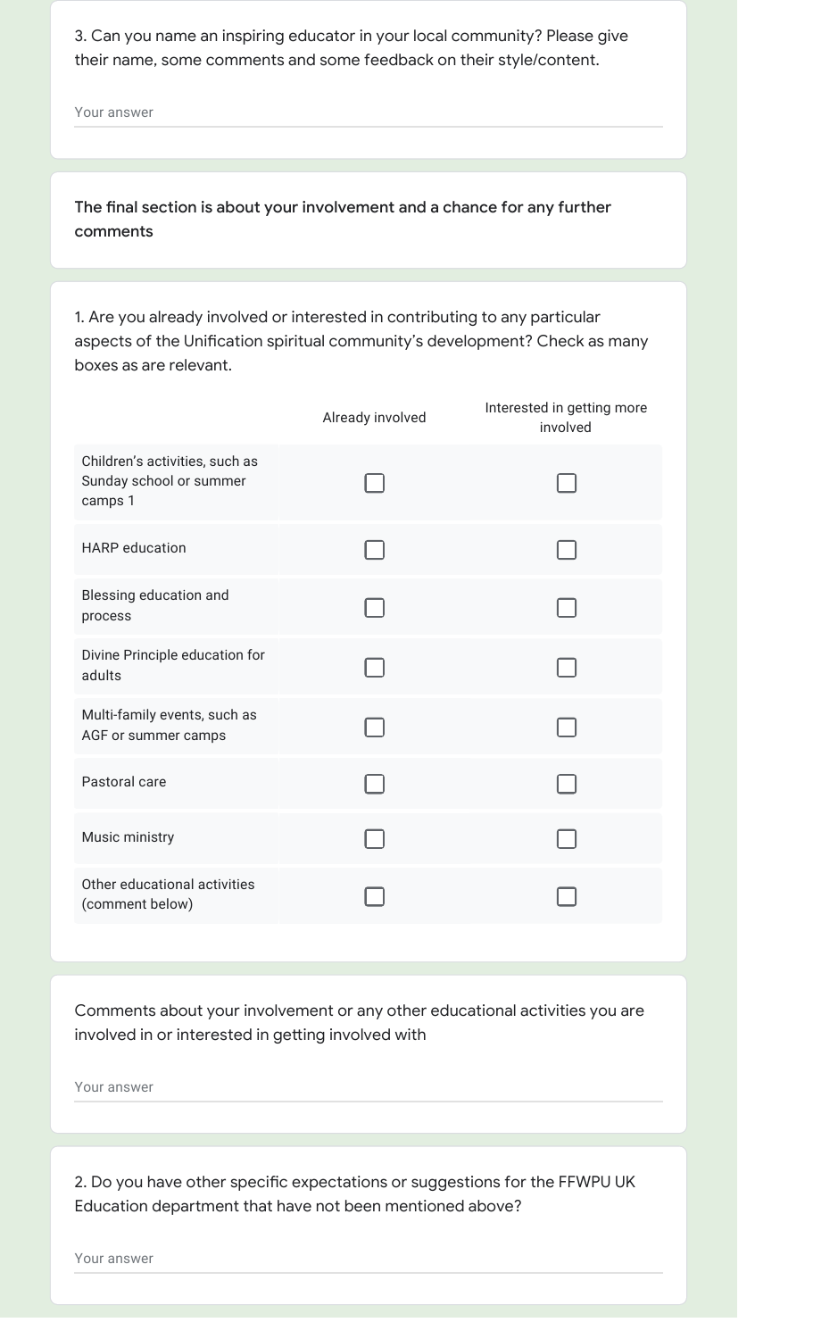3. Can you name an inspiring educator in your local community? Please give their name, some comments and some feedback on their style/content.

Your answer

**The final section is about your involvement and a chance for any further comments**

1. Are you already involved or interested in contributing to any particular aspects of the Unification spiritual community's development? Check as many boxes as are relevant.

| | Already involved | Interested in getting more involved |
|---|---|---|
| Children's activities, such as Sunday school or summer camps 1 | ☐ | ☐ |
| HARP education | ☐ | ☐ |
| Blessing education and process | ☐ | ☐ |
| Divine Principle education for adults | ☐ | ☐ |
| Multi-family events, such as AGF or summer camps | ☐ | ☐ |
| Pastoral care | ☐ | ☐ |
| Music ministry | ☐ | ☐ |
| Other educational activities (comment below) | ☐ | ☐ |

Comments about your involvement or any other educational activities you are involved in or interested in getting involved with

Your answer

2. Do you have other specific expectations or suggestions for the FFWPU UK Education department that have not been mentioned above?

Your answer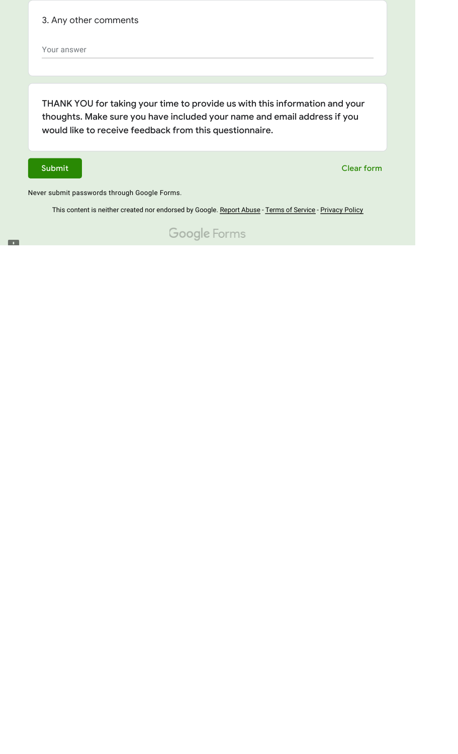3. Any other comments

Your answer

THANK YOU for taking your time to provide us with this information and your thoughts. Make sure you have included your name and email address if you would like to receive feedback from this questionnaire.

Submit

Clear form

Never submit passwords through Google Forms.

This content is neither created nor endorsed by Google. Report Abuse - Terms of Service - Privacy Policy

Google Forms